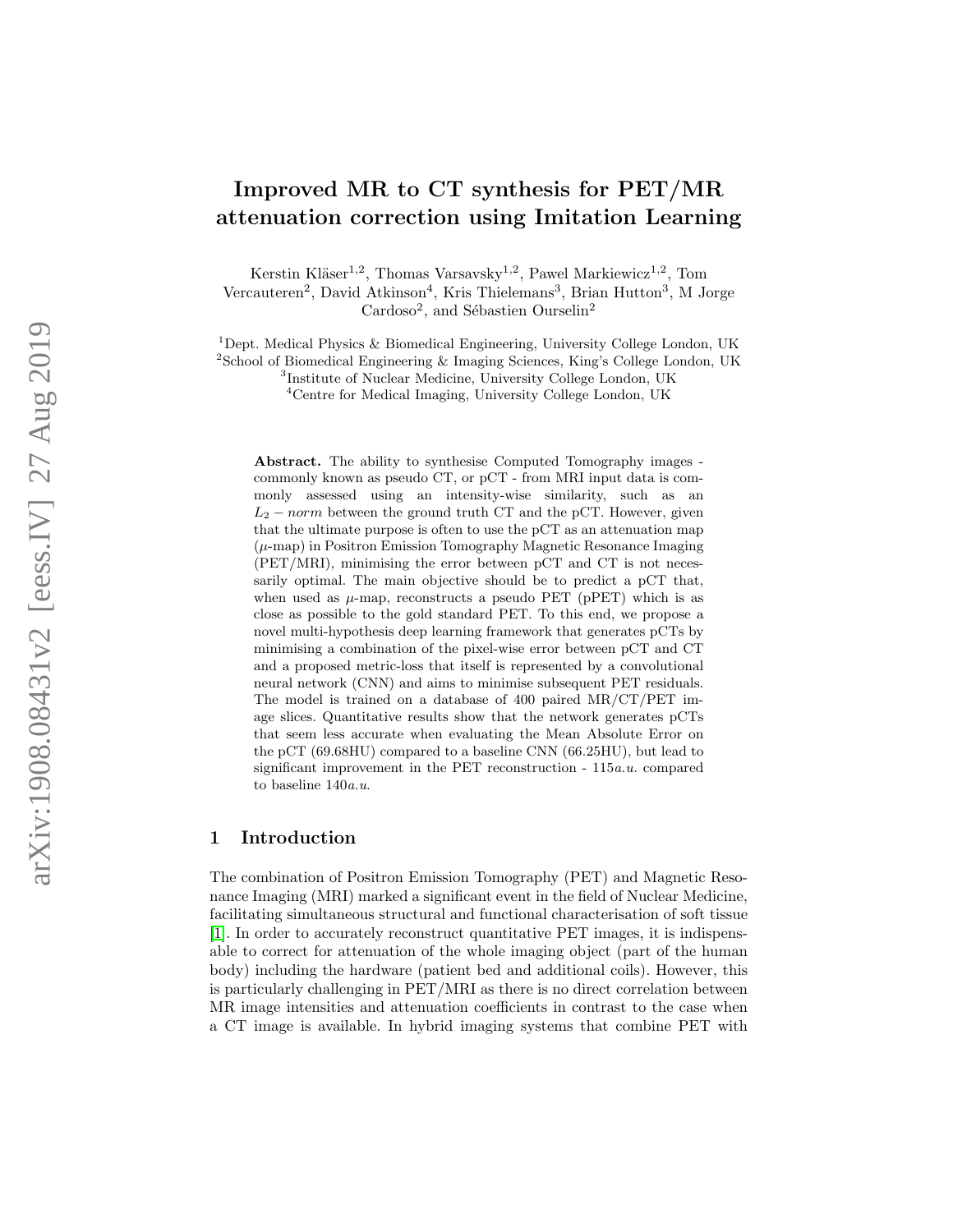# Improved MR to CT synthesis for PET/MR attenuation correction using Imitation Learning

Kerstin Kläser[1,2], Thomas Varsavsky[1,2], Pawel Markiewicz[1,2], Tom Vercauteren[2], David Atkinson[4], Kris Thielemans[3], Brian Hutton[3], M Jorge Cardoso[2], and Sébastien Ourselin[2]

[1]Dept. Medical Physics & Biomedical Engineering, University College London, UK
[2]School of Biomedical Engineering & Imaging Sciences, King's College London, UK
[3]Institute of Nuclear Medicine, University College London, UK
[4]Centre for Medical Imaging, University College London, UK

**Abstract.** The ability to synthesise Computed Tomography images - commonly known as pseudo CT, or pCT - from MRI input data is commonly assessed using an intensity-wise similarity, such as an $L_2 - norm$ between the ground truth CT and the pCT. However, given that the ultimate purpose is often to use the pCT as an attenuation map ($\mu$-map) in Positron Emission Tomography Magnetic Resonance Imaging (PET/MRI), minimising the error between pCT and CT is not necessarily optimal. The main objective should be to predict a pCT that, when used as $\mu$-map, reconstructs a pseudo PET (pPET) which is as close as possible to the gold standard PET. To this end, we propose a novel multi-hypothesis deep learning framework that generates pCTs by minimising a combination of the pixel-wise error between pCT and CT and a proposed metric-loss that itself is represented by a convolutional neural network (CNN) and aims to minimise subsequent PET residuals. The model is trained on a database of 400 paired MR/CT/PET image slices. Quantitative results show that the network generates pCTs that seem less accurate when evaluating the Mean Absolute Error on the pCT (69.68HU) compared to a baseline CNN (66.25HU), but lead to significant improvement in the PET reconstruction - $115 a.u.$ compared to baseline $140 a.u.$

## 1 Introduction

The combination of Positron Emission Tomography (PET) and Magnetic Resonance Imaging (MRI) marked a significant event in the field of Nuclear Medicine, facilitating simultaneous structural and functional characterisation of soft tissue [1]. In order to accurately reconstruct quantitative PET images, it is indispensable to correct for attenuation of the whole imaging object (part of the human body) including the hardware (patient bed and additional coils). However, this is particularly challenging in PET/MRI as there is no direct correlation between MR image intensities and attenuation coefficients in contrast to the case when a CT image is available. In hybrid imaging systems that combine PET with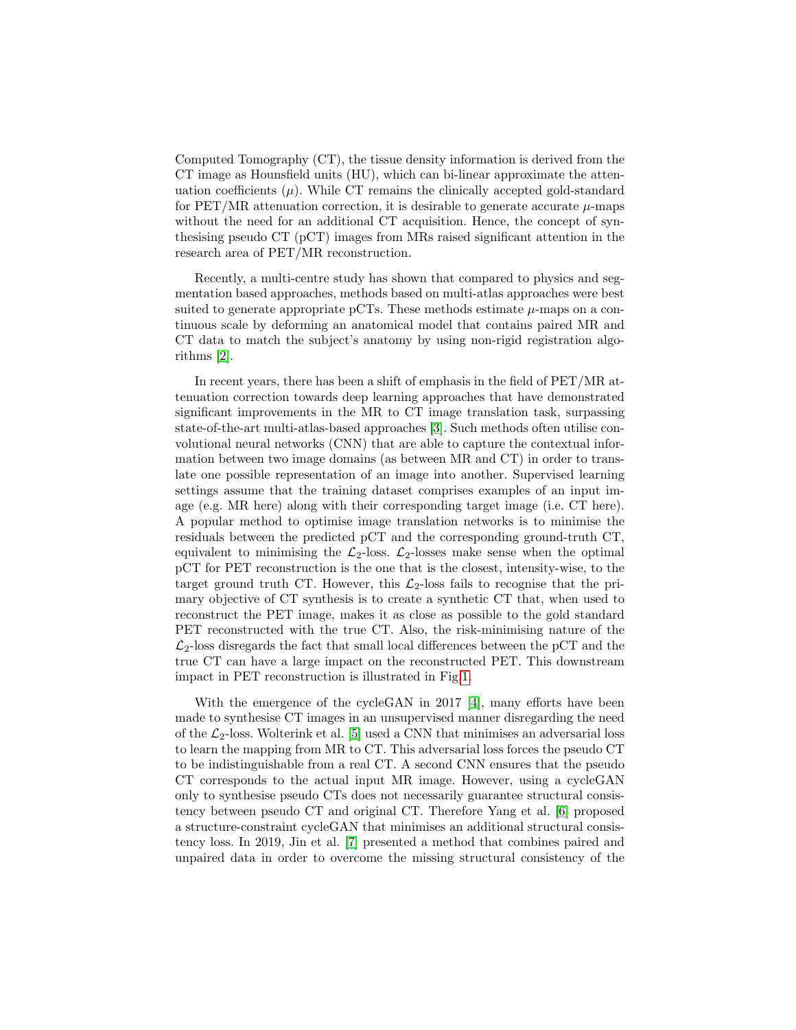Computed Tomography (CT), the tissue density information is derived from the CT image as Hounsfield units (HU), which can bi-linear approximate the attenuation coefficients ($\mu$). While CT remains the clinically accepted gold-standard for PET/MR attenuation correction, it is desirable to generate accurate $\mu$-maps without the need for an additional CT acquisition. Hence, the concept of synthesising pseudo CT (pCT) images from MRs raised significant attention in the research area of PET/MR reconstruction.

Recently, a multi-centre study has shown that compared to physics and segmentation based approaches, methods based on multi-atlas approaches were best suited to generate appropriate pCTs. These methods estimate $\mu$-maps on a continuous scale by deforming an anatomical model that contains paired MR and CT data to match the subject's anatomy by using non-rigid registration algorithms [2].

In recent years, there has been a shift of emphasis in the field of PET/MR attenuation correction towards deep learning approaches that have demonstrated significant improvements in the MR to CT image translation task, surpassing state-of-the-art multi-atlas-based approaches [3]. Such methods often utilise convolutional neural networks (CNN) that are able to capture the contextual information between two image domains (as between MR and CT) in order to translate one possible representation of an image into another. Supervised learning settings assume that the training dataset comprises examples of an input image (e.g. MR here) along with their corresponding target image (i.e. CT here). A popular method to optimise image translation networks is to minimise the residuals between the predicted pCT and the corresponding ground-truth CT, equivalent to minimising the $\mathcal{L}_2$-loss. $\mathcal{L}_2$-losses make sense when the optimal pCT for PET reconstruction is the one that is the closest, intensity-wise, to the target ground truth CT. However, this $\mathcal{L}_2$-loss fails to recognise that the primary objective of CT synthesis is to create a synthetic CT that, when used to reconstruct the PET image, makes it as close as possible to the gold standard PET reconstructed with the true CT. Also, the risk-minimising nature of the $\mathcal{L}_2$-loss disregards the fact that small local differences between the pCT and the true CT can have a large impact on the reconstructed PET. This downstream impact in PET reconstruction is illustrated in Fig.1.

With the emergence of the cycleGAN in 2017 [4], many efforts have been made to synthesise CT images in an unsupervised manner disregarding the need of the $\mathcal{L}_2$-loss. Wolterink et al. [5] used a CNN that minimises an adversarial loss to learn the mapping from MR to CT. This adversarial loss forces the pseudo CT to be indistinguishable from a real CT. A second CNN ensures that the pseudo CT corresponds to the actual input MR image. However, using a cycleGAN only to synthesise pseudo CTs does not necessarily guarantee structural consistency between pseudo CT and original CT. Therefore Yang et al. [6] proposed a structure-constraint cycleGAN that minimises an additional structural consistency loss. In 2019, Jin et al. [7] presented a method that combines paired and unpaired data in order to overcome the missing structural consistency of the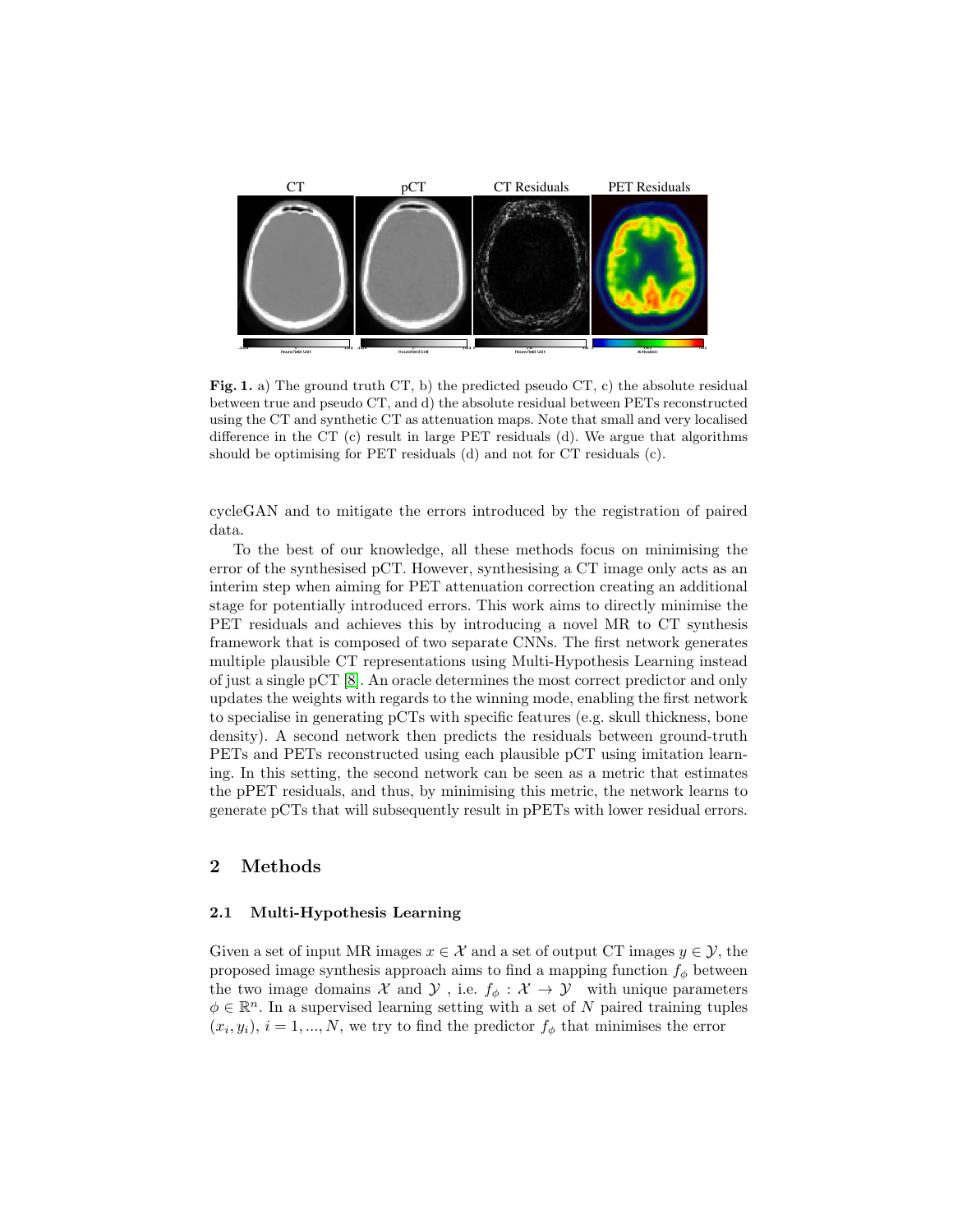CT pCT CT Residuals PET Residuals

**Fig. 1.** a) The ground truth CT, b) the predicted pseudo CT, c) the absolute residual between true and pseudo CT, and d) the absolute residual between PETs reconstructed using the CT and synthetic CT as attenuation maps. Note that small and very localised difference in the CT (c) result in large PET residuals (d). We argue that algorithms should be optimising for PET residuals (d) and not for CT residuals (c).

cycleGAN and to mitigate the errors introduced by the registration of paired data.

To the best of our knowledge, all these methods focus on minimising the error of the synthesised pCT. However, synthesising a CT image only acts as an interim step when aiming for PET attenuation correction creating an additional stage for potentially introduced errors. This work aims to directly minimise the PET residuals and achieves this by introducing a novel MR to CT synthesis framework that is composed of two separate CNNs. The first network generates multiple plausible CT representations using Multi-Hypothesis Learning instead of just a single pCT [8]. An oracle determines the most correct predictor and only updates the weights with regards to the winning mode, enabling the first network to specialise in generating pCTs with specific features (e.g. skull thickness, bone density). A second network then predicts the residuals between ground-truth PETs and PETs reconstructed using each plausible pCT using imitation learning. In this setting, the second network can be seen as a metric that estimates the pPET residuals, and thus, by minimising this metric, the network learns to generate pCTs that will subsequently result in pPETs with lower residual errors.

## 2 Methods

### 2.1 Multi-Hypothesis Learning

Given a set of input MR images $x \in \mathcal{X}$ and a set of output CT images $y \in \mathcal{Y}$, the proposed image synthesis approach aims to find a mapping function $f_\phi$ between the two image domains $\mathcal{X}$ and $\mathcal{Y}$ , i.e. $f_\phi : \mathcal{X} \rightarrow \mathcal{Y}$ with unique parameters $\phi \in \mathbb{R}^n$. In a supervised learning setting with a set of $N$ paired training tuples $(x_i, y_i)$, $i = 1, ..., N$, we try to find the predictor $f_\phi$ that minimises the error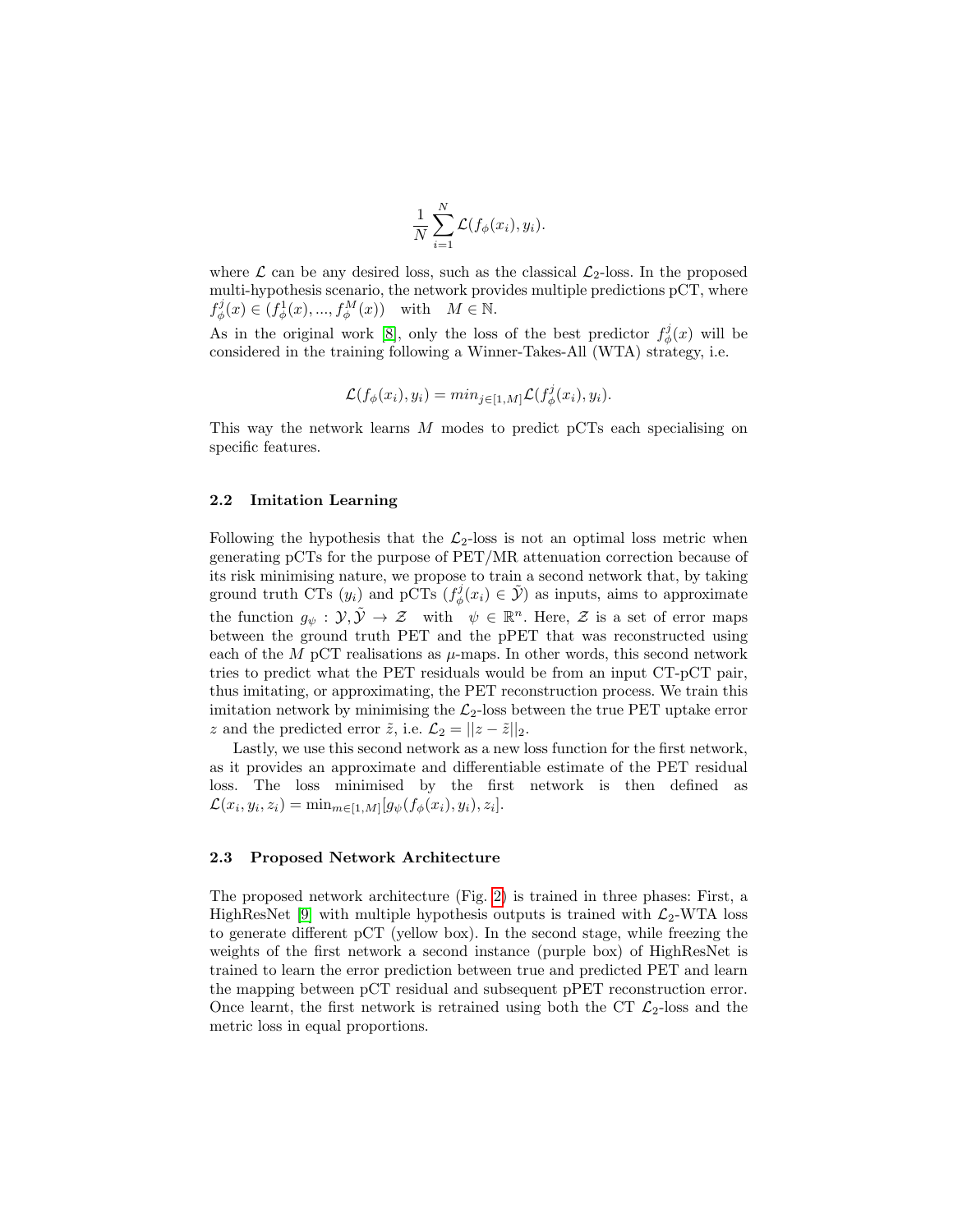$$\frac{1}{N}\sum_{i=1}^{N}\mathcal{L}(f_\phi(x_i), y_i).$$

where $\mathcal{L}$ can be any desired loss, such as the classical $\mathcal{L}_2$-loss. In the proposed multi-hypothesis scenario, the network provides multiple predictions pCT, where $f_\phi^j(x) \in (f_\phi^1(x), ..., f_\phi^M(x)) \quad \text{with} \quad M \in \mathbb{N}$.

As in the original work [8], only the loss of the best predictor $f_\phi^j(x)$ will be considered in the training following a Winner-Takes-All (WTA) strategy, i.e.

$$\mathcal{L}(f_\phi(x_i), y_i) = min_{j\in[1,M]}\mathcal{L}(f_\phi^j(x_i), y_i).$$

This way the network learns $M$ modes to predict pCTs each specialising on specific features.

### 2.2 Imitation Learning

Following the hypothesis that the $\mathcal{L}_2$-loss is not an optimal loss metric when generating pCTs for the purpose of PET/MR attenuation correction because of its risk minimising nature, we propose to train a second network that, by taking ground truth CTs ($y_i$) and pCTs ($f_\phi^j(x_i) \in \tilde{\mathcal{Y}}$) as inputs, aims to approximate the function $g_\psi : \mathcal{Y}, \tilde{\mathcal{Y}} \rightarrow \mathcal{Z} \quad \text{with} \quad \psi \in \mathbb{R}^n$. Here, $\mathcal{Z}$ is a set of error maps between the ground truth PET and the pPET that was reconstructed using each of the $M$ pCT realisations as $\mu$-maps. In other words, this second network tries to predict what the PET residuals would be from an input CT-pCT pair, thus imitating, or approximating, the PET reconstruction process. We train this imitation network by minimising the $\mathcal{L}_2$-loss between the true PET uptake error $z$ and the predicted error $\tilde{z}$, i.e. $\mathcal{L}_2 = ||z - \tilde{z}||_2$.

Lastly, we use this second network as a new loss function for the first network, as it provides an approximate and differentiable estimate of the PET residual loss. The loss minimised by the first network is then defined as $\mathcal{L}(x_i, y_i, z_i) = \min_{m\in[1,M]}[g_\psi(f_\phi(x_i), y_i), z_i]$.

### 2.3 Proposed Network Architecture

The proposed network architecture (Fig. 2) is trained in three phases: First, a HighResNet [9] with multiple hypothesis outputs is trained with $\mathcal{L}_2$-WTA loss to generate different pCT (yellow box). In the second stage, while freezing the weights of the first network a second instance (purple box) of HighResNet is trained to learn the error prediction between true and predicted PET and learn the mapping between pCT residual and subsequent pPET reconstruction error. Once learnt, the first network is retrained using both the CT $\mathcal{L}_2$-loss and the metric loss in equal proportions.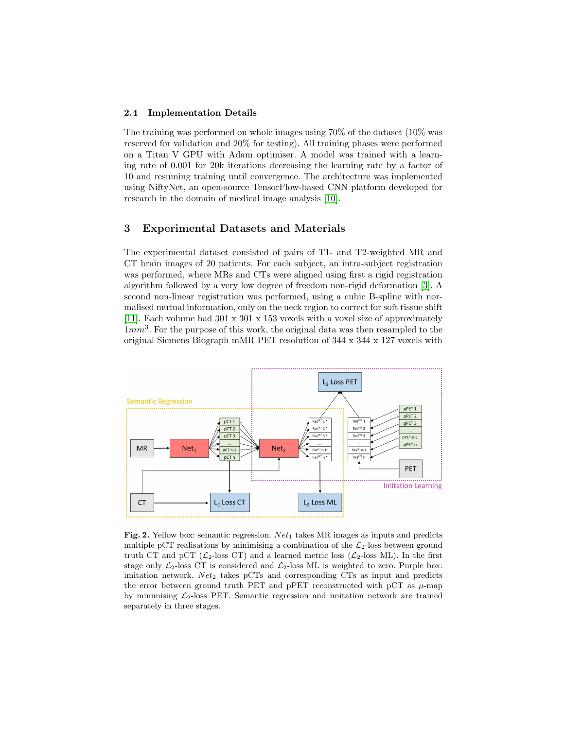### 2.4 Implementation Details

The training was performed on whole images using 70% of the dataset (10% was reserved for validation and 20% for testing). All training phases were performed on a Titan V GPU with Adam optimiser. A model was trained with a learning rate of 0.001 for 20k iterations decreasing the learning rate by a factor of 10 and resuming training until convergence. The architecture was implemented using NiftyNet, an open-source TensorFlow-based CNN platform developed for research in the domain of medical image analysis [10].

## 3 Experimental Datasets and Materials

The experimental dataset consisted of pairs of T1- and T2-weighted MR and CT brain images of 20 patients. For each subject, an intra-subject registration was performed, where MRs and CTs were aligned using first a rigid registration algorithm followed by a very low degree of freedom non-rigid deformation [3]. A second non-linear registration was performed, using a cubic B-spline with normalised mutual information, only on the neck region to correct for soft tissue shift [11]. Each volume had 301 x 301 x 153 voxels with a voxel size of approximately $1mm^3$. For the purpose of this work, the original data was then resampled to the original Siemens Biograph mMR PET resolution of 344 x 344 x 127 voxels with

**Fig. 2.** Yellow box: semantic regression. $Net_1$ takes MR images as inputs and predicts multiple pCT realisations by minimising a combination of the $\mathcal{L}_2$-loss between ground truth CT and pCT ($\mathcal{L}_2$-loss CT) and a learned metric loss ($\mathcal{L}_2$-loss ML). In the first stage only $\mathcal{L}_2$-loss CT is considered and $\mathcal{L}_2$-loss ML is weighted to zero. Purple box: imitation network. $Net_2$ takes pCTs and corresponding CTs as input and predicts the error between ground truth PET and pPET reconstructed with pCT as $\mu$-map by minimising $\mathcal{L}_2$-loss PET. Semantic regression and imitation network are trained separately in three stages.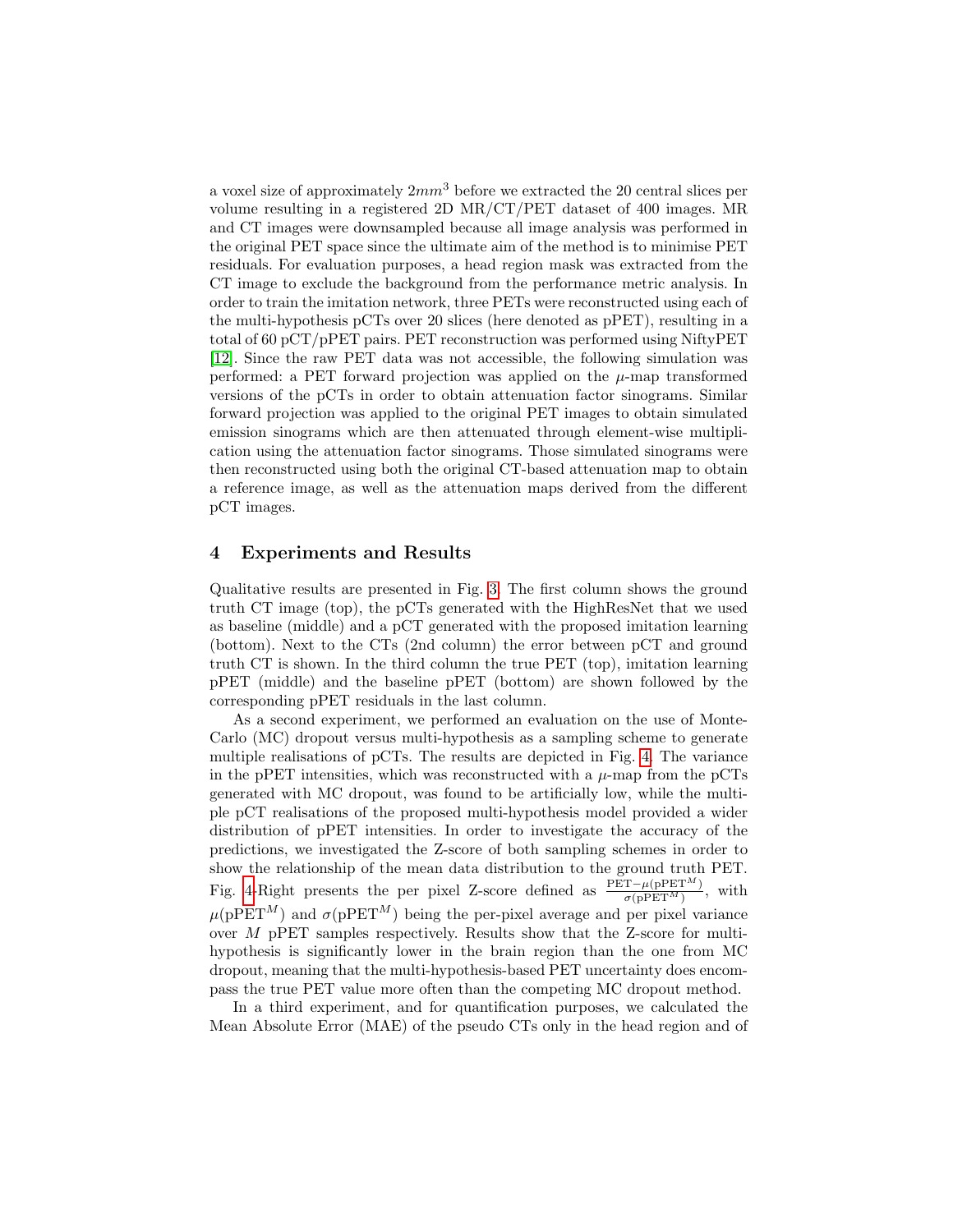a voxel size of approximately $2mm^3$ before we extracted the 20 central slices per volume resulting in a registered 2D MR/CT/PET dataset of 400 images. MR and CT images were downsampled because all image analysis was performed in the original PET space since the ultimate aim of the method is to minimise PET residuals. For evaluation purposes, a head region mask was extracted from the CT image to exclude the background from the performance metric analysis. In order to train the imitation network, three PETs were reconstructed using each of the multi-hypothesis pCTs over 20 slices (here denoted as pPET), resulting in a total of 60 pCT/pPET pairs. PET reconstruction was performed using NiftyPET [12]. Since the raw PET data was not accessible, the following simulation was performed: a PET forward projection was applied on the $\mu$-map transformed versions of the pCTs in order to obtain attenuation factor sinograms. Similar forward projection was applied to the original PET images to obtain simulated emission sinograms which are then attenuated through element-wise multiplication using the attenuation factor sinograms. Those simulated sinograms were then reconstructed using both the original CT-based attenuation map to obtain a reference image, as well as the attenuation maps derived from the different pCT images.

## 4 Experiments and Results

Qualitative results are presented in Fig. 3. The first column shows the ground truth CT image (top), the pCTs generated with the HighResNet that we used as baseline (middle) and a pCT generated with the proposed imitation learning (bottom). Next to the CTs (2nd column) the error between pCT and ground truth CT is shown. In the third column the true PET (top), imitation learning pPET (middle) and the baseline pPET (bottom) are shown followed by the corresponding pPET residuals in the last column.

As a second experiment, we performed an evaluation on the use of Monte-Carlo (MC) dropout versus multi-hypothesis as a sampling scheme to generate multiple realisations of pCTs. The results are depicted in Fig. 4. The variance in the pPET intensities, which was reconstructed with a $\mu$-map from the pCTs generated with MC dropout, was found to be artificially low, while the multiple pCT realisations of the proposed multi-hypothesis model provided a wider distribution of pPET intensities. In order to investigate the accuracy of the predictions, we investigated the Z-score of both sampling schemes in order to show the relationship of the mean data distribution to the ground truth PET. Fig. 4-Right presents the per pixel Z-score defined as $\frac{\text{PET}-\mu(\text{pPET}^M)}{\sigma(\text{pPET}^M)}$, with $\mu(\text{pPET}^M)$ and $\sigma(\text{pPET}^M)$ being the per-pixel average and per pixel variance over $M$ pPET samples respectively. Results show that the Z-score for multi-hypothesis is significantly lower in the brain region than the one from MC dropout, meaning that the multi-hypothesis-based PET uncertainty does encompass the true PET value more often than the competing MC dropout method.

In a third experiment, and for quantification purposes, we calculated the Mean Absolute Error (MAE) of the pseudo CTs only in the head region and of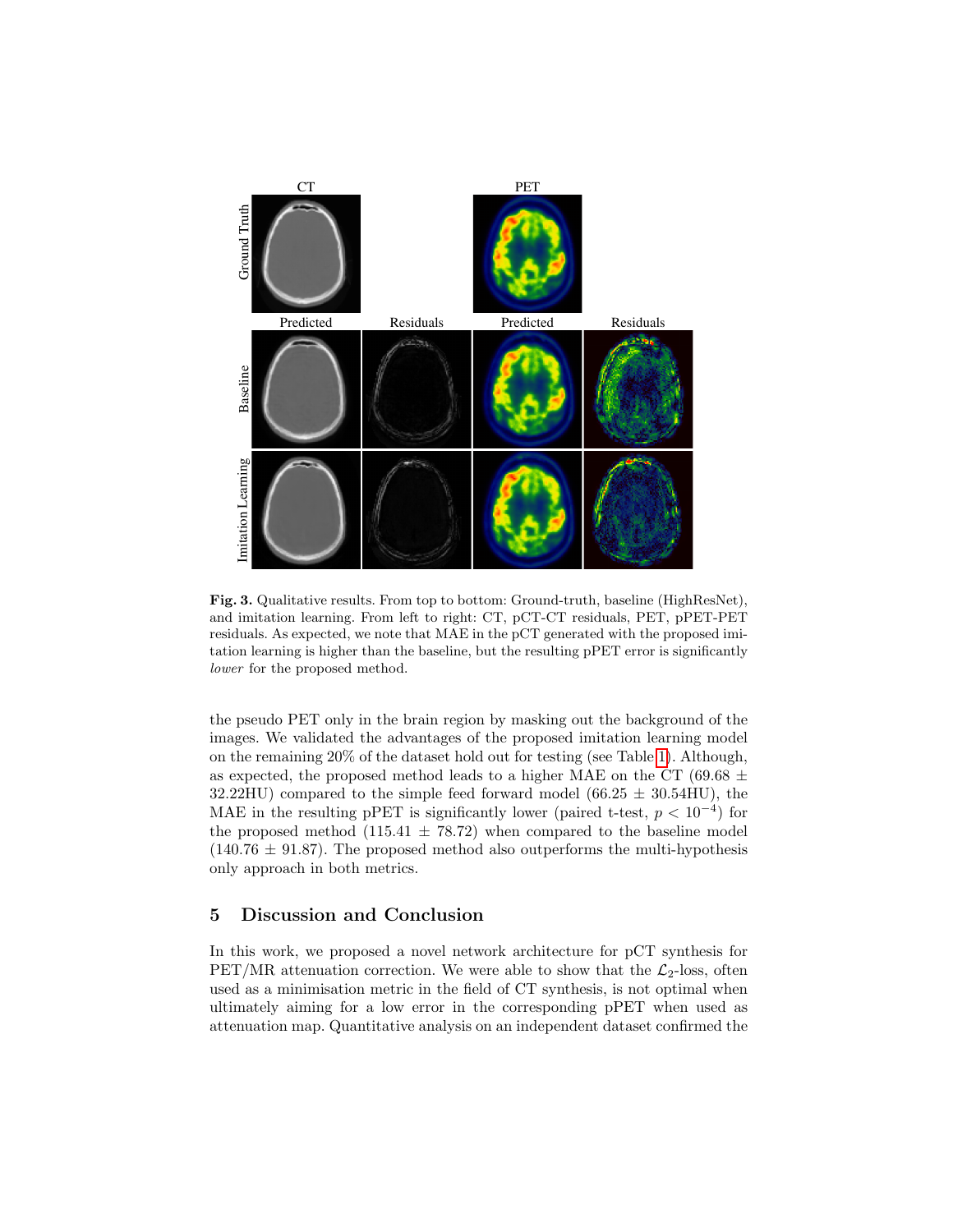**Fig. 3.** Qualitative results. From top to bottom: Ground-truth, baseline (HighResNet), and imitation learning. From left to right: CT, pCT-CT residuals, PET, pPET-PET residuals. As expected, we note that MAE in the pCT generated with the proposed imitation learning is higher than the baseline, but the resulting pPET error is significantly *lower* for the proposed method.

the pseudo PET only in the brain region by masking out the background of the images. We validated the advantages of the proposed imitation learning model on the remaining 20% of the dataset hold out for testing (see Table 1). Although, as expected, the proposed method leads to a higher MAE on the CT (69.68 $\pm$ 32.22HU) compared to the simple feed forward model (66.25 $\pm$ 30.54HU), the MAE in the resulting pPET is significantly lower (paired t-test, $p < 10^{-4}$) for the proposed method (115.41 $\pm$ 78.72) when compared to the baseline model (140.76 $\pm$ 91.87). The proposed method also outperforms the multi-hypothesis only approach in both metrics.

## 5 Discussion and Conclusion

In this work, we proposed a novel network architecture for pCT synthesis for PET/MR attenuation correction. We were able to show that the $\mathcal{L}_2$-loss, often used as a minimisation metric in the field of CT synthesis, is not optimal when ultimately aiming for a low error in the corresponding pPET when used as attenuation map. Quantitative analysis on an independent dataset confirmed the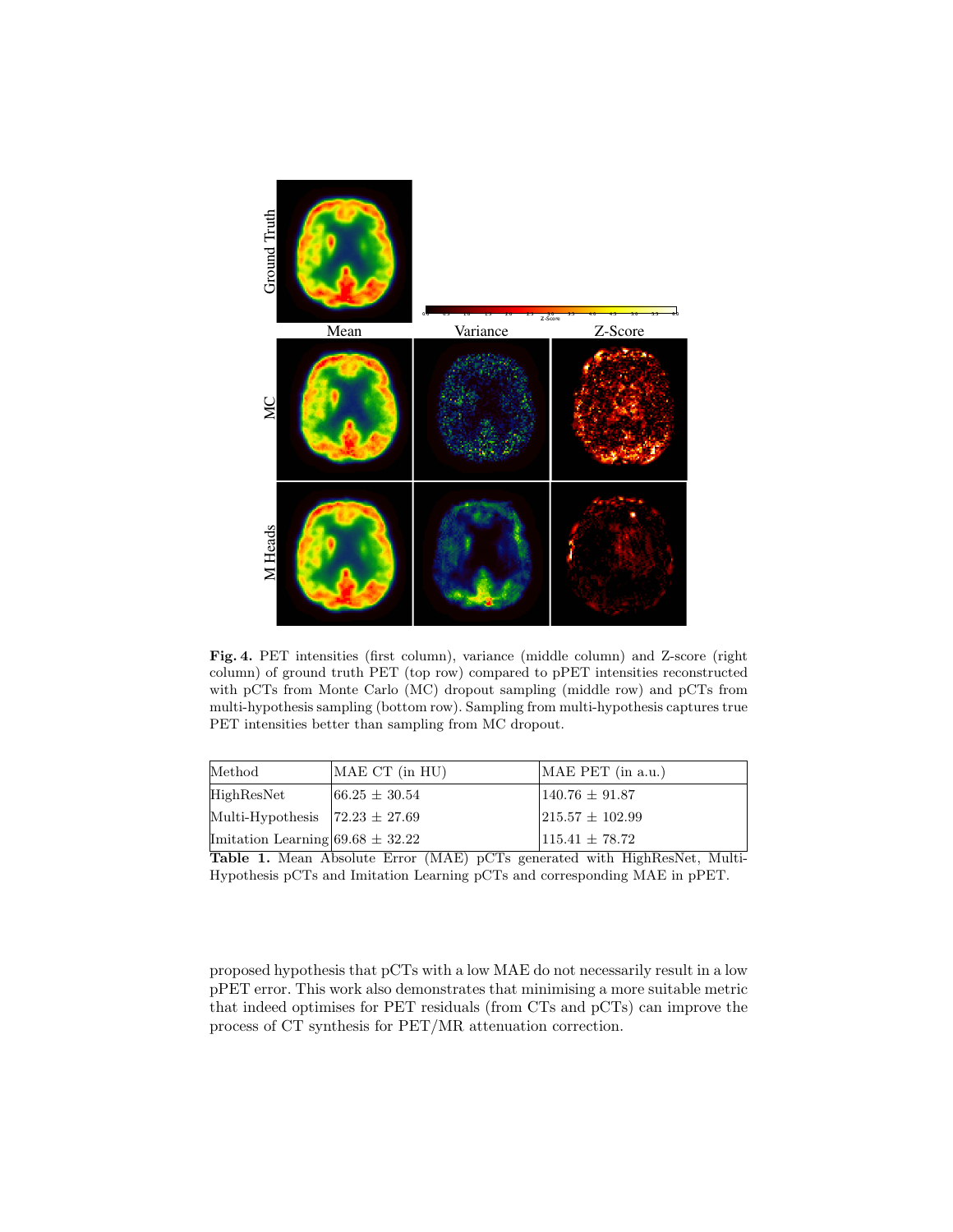**Fig. 4.** PET intensities (first column), variance (middle column) and Z-score (right column) of ground truth PET (top row) compared to pPET intensities reconstructed with pCTs from Monte Carlo (MC) dropout sampling (middle row) and pCTs from multi-hypothesis sampling (bottom row). Sampling from multi-hypothesis captures true PET intensities better than sampling from MC dropout.

| Method | MAE CT (in HU) | MAE PET (in a.u.) |
|---|---|---|
| HighResNet | 66.25 ± 30.54 | 140.76 ± 91.87 |
| Multi-Hypothesis | 72.23 ± 27.69 | 215.57 ± 102.99 |
| Imitation Learning | 69.68 ± 32.22 | 115.41 ± 78.72 |

**Table 1.** Mean Absolute Error (MAE) pCTs generated with HighResNet, Multi-Hypothesis pCTs and Imitation Learning pCTs and corresponding MAE in pPET.

proposed hypothesis that pCTs with a low MAE do not necessarily result in a low pPET error. This work also demonstrates that minimising a more suitable metric that indeed optimises for PET residuals (from CTs and pCTs) can improve the process of CT synthesis for PET/MR attenuation correction.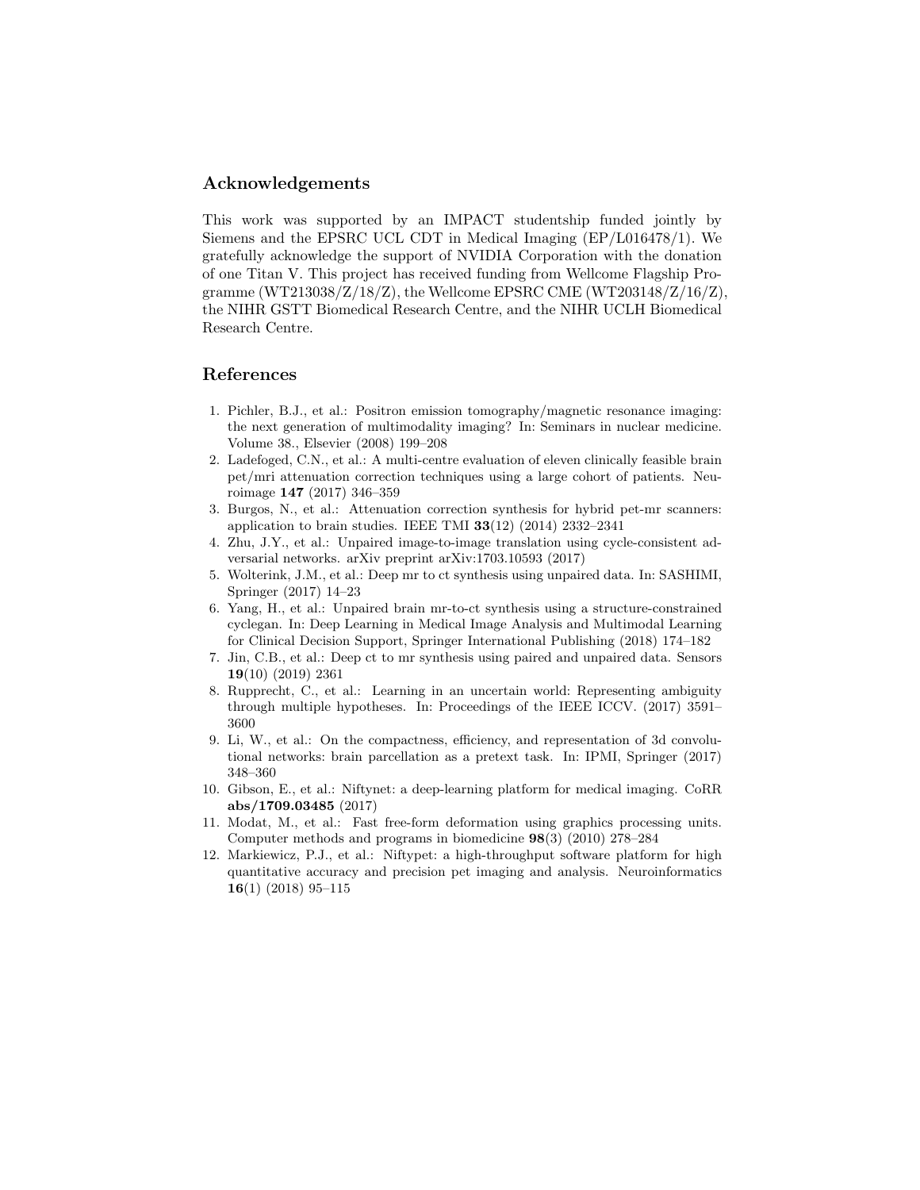## Acknowledgements

This work was supported by an IMPACT studentship funded jointly by Siemens and the EPSRC UCL CDT in Medical Imaging (EP/L016478/1). We gratefully acknowledge the support of NVIDIA Corporation with the donation of one Titan V. This project has received funding from Wellcome Flagship Programme (WT213038/Z/18/Z), the Wellcome EPSRC CME (WT203148/Z/16/Z), the NIHR GSTT Biomedical Research Centre, and the NIHR UCLH Biomedical Research Centre.

## References

1. Pichler, B.J., et al.: Positron emission tomography/magnetic resonance imaging: the next generation of multimodality imaging? In: Seminars in nuclear medicine. Volume 38., Elsevier (2008) 199–208
2. Ladefoged, C.N., et al.: A multi-centre evaluation of eleven clinically feasible brain pet/mri attenuation correction techniques using a large cohort of patients. Neuroimage **147** (2017) 346–359
3. Burgos, N., et al.: Attenuation correction synthesis for hybrid pet-mr scanners: application to brain studies. IEEE TMI **33**(12) (2014) 2332–2341
4. Zhu, J.Y., et al.: Unpaired image-to-image translation using cycle-consistent adversarial networks. arXiv preprint arXiv:1703.10593 (2017)
5. Wolterink, J.M., et al.: Deep mr to ct synthesis using unpaired data. In: SASHIMI, Springer (2017) 14–23
6. Yang, H., et al.: Unpaired brain mr-to-ct synthesis using a structure-constrained cyclegan. In: Deep Learning in Medical Image Analysis and Multimodal Learning for Clinical Decision Support, Springer International Publishing (2018) 174–182
7. Jin, C.B., et al.: Deep ct to mr synthesis using paired and unpaired data. Sensors **19**(10) (2019) 2361
8. Rupprecht, C., et al.: Learning in an uncertain world: Representing ambiguity through multiple hypotheses. In: Proceedings of the IEEE ICCV. (2017) 3591–3600
9. Li, W., et al.: On the compactness, efficiency, and representation of 3d convolutional networks: brain parcellation as a pretext task. In: IPMI, Springer (2017) 348–360
10. Gibson, E., et al.: Niftynet: a deep-learning platform for medical imaging. CoRR **abs/1709.03485** (2017)
11. Modat, M., et al.: Fast free-form deformation using graphics processing units. Computer methods and programs in biomedicine **98**(3) (2010) 278–284
12. Markiewicz, P.J., et al.: Niftypet: a high-throughput software platform for high quantitative accuracy and precision pet imaging and analysis. Neuroinformatics **16**(1) (2018) 95–115